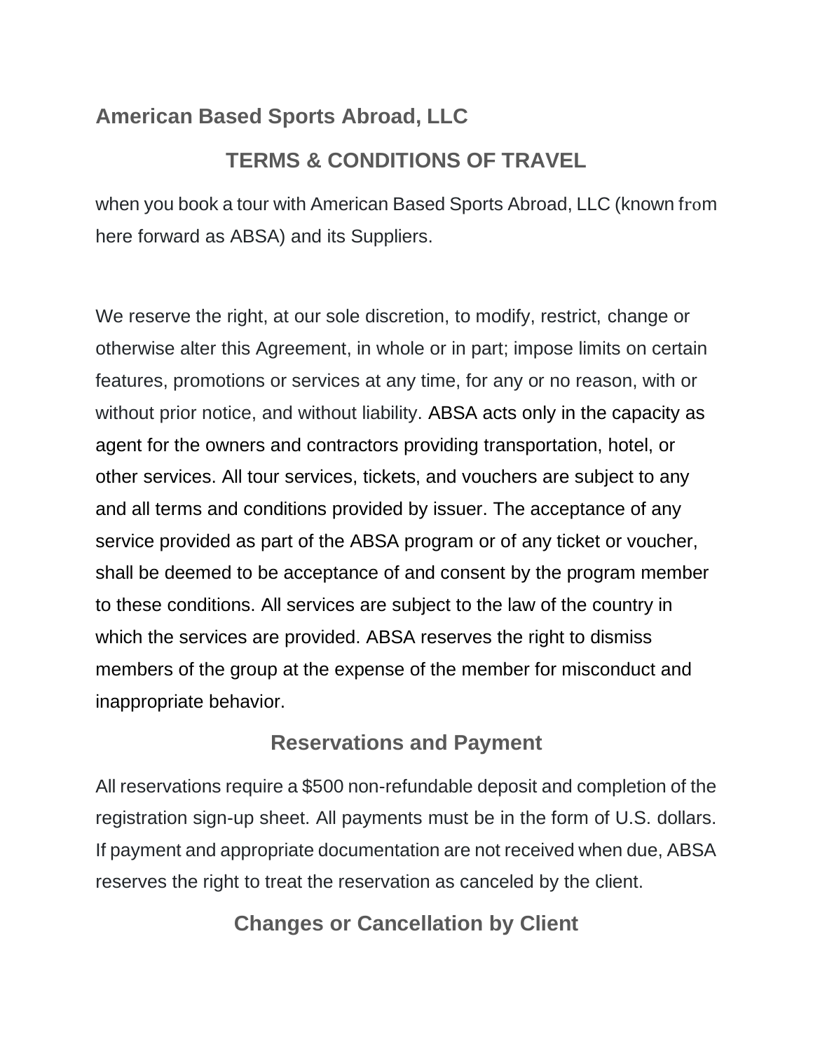# American Based Sports Abroad, LLC

## TERMS & CONDITIONS OF TRAVEL

when you book a tour with American Based Sports Abroad, LLC (known from here forward as ABSA) and its Suppliers.

We reserve the right, at our sole discretion, to modify, restrict, change or otherwise alter this Agreement, in whole or in part; impose limits on certain features, promotions or services at any time, for any or no reason, with or without prior notice, and without liability. ABSA acts only in the capacity as agent for the owners and contractors providing transportation, hotel, or other services. All tour services, tickets, and vouchers are subject to any and all terms and conditions provided by issuer. The acceptance of any service provided as part of the ABSA program or of any ticket or voucher, shall be deemed to be acceptance of and consent by the program member to these conditions. All services are subject to the law of the country in which the services are provided. ABSA reserves the right to dismiss members of the group at the expense of the member for misconduct and inappropriate behavior.

## Reservations and Payment

All reservations require a $500 non-refundable deposit and completion of the registration sign-up sheet. All payments must be in the form of U.S. dollars. If payment and appropriate documentation are not received when due, ABSA reserves the right to treat the reservation as canceled by the client.

## Changes or Cancellation by Client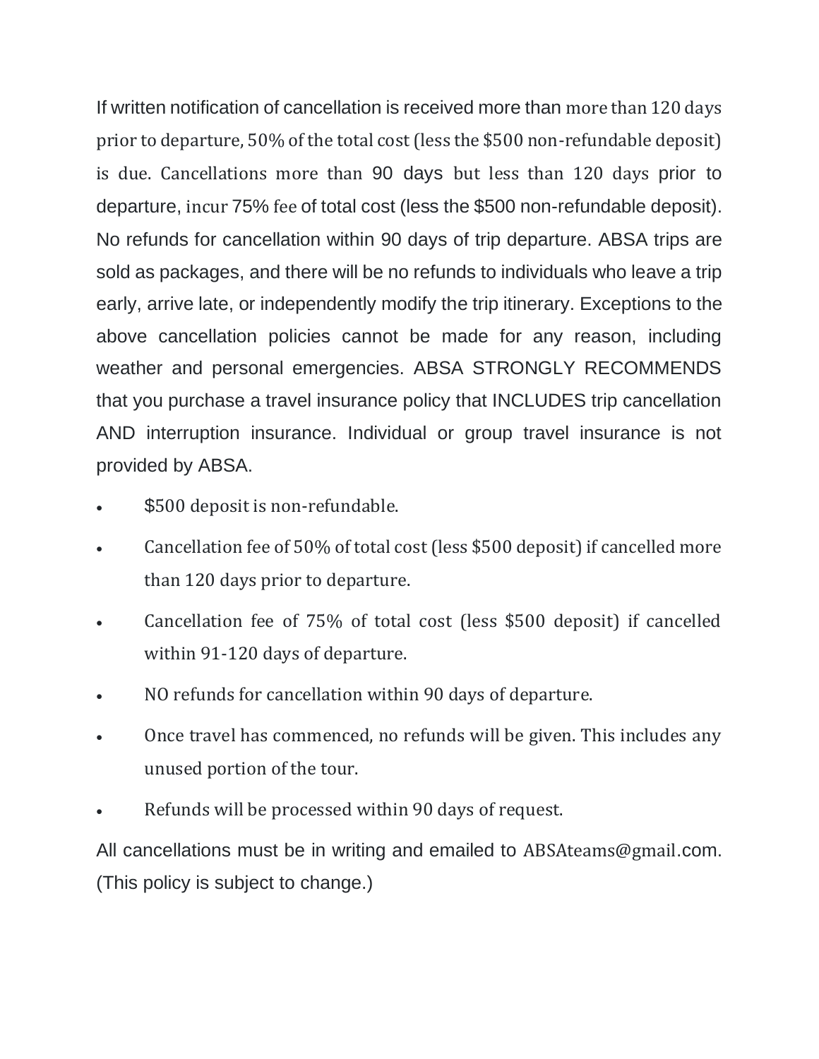If written notification of cancellation is received more than more than 120 days prior to departure, 50% of the total cost (less the $500 non-refundable deposit) is due. Cancellations more than 90 days but less than 120 days prior to departure, incur 75% fee of total cost (less the $500 non-refundable deposit). No refunds for cancellation within 90 days of trip departure. ABSA trips are sold as packages, and there will be no refunds to individuals who leave a trip early, arrive late, or independently modify the trip itinerary. Exceptions to the above cancellation policies cannot be made for any reason, including weather and personal emergencies. ABSA STRONGLY RECOMMENDS that you purchase a travel insurance policy that INCLUDES trip cancellation AND interruption insurance. Individual or group travel insurance is not provided by ABSA.

- $500 deposit is non-refundable.
- Cancellation fee of 50% of total cost (less $500 deposit) if cancelled more than 120 days prior to departure.
- Cancellation fee of 75% of total cost (less $500 deposit) if cancelled within 91-120 days of departure.
- NO refunds for cancellation within 90 days of departure.
- Once travel has commenced, no refunds will be given. This includes any unused portion of the tour.
- Refunds will be processed within 90 days of request.

All cancellations must be in writing and emailed to ABSAteams@gmail.com. (This policy is subject to change.)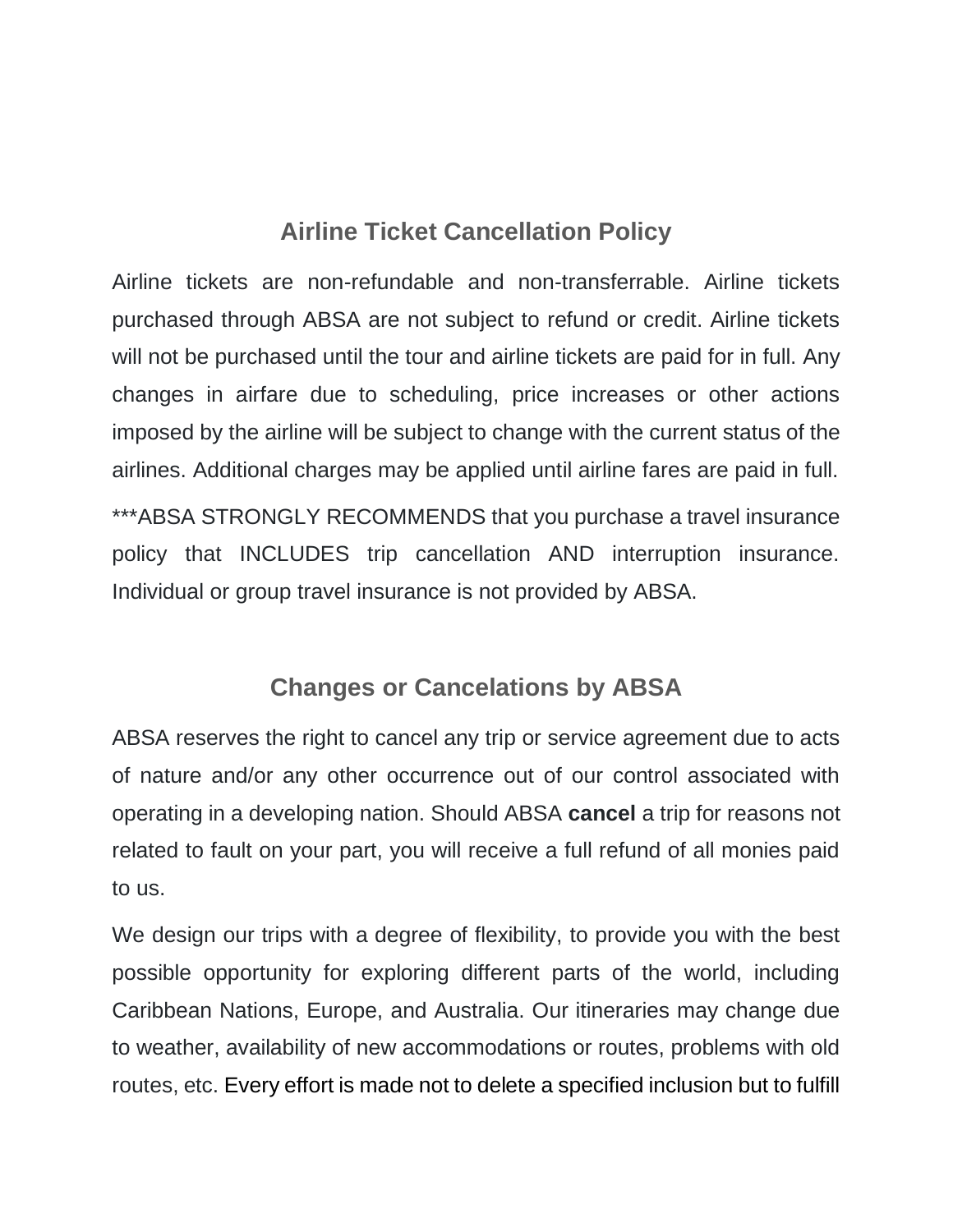## Airline Ticket Cancellation Policy

Airline tickets are non-refundable and non-transferrable. Airline tickets purchased through ABSA are not subject to refund or credit. Airline tickets will not be purchased until the tour and airline tickets are paid for in full. Any changes in airfare due to scheduling, price increases or other actions imposed by the airline will be subject to change with the current status of the airlines. Additional charges may be applied until airline fares are paid in full.

***ABSA STRONGLY RECOMMENDS that you purchase a travel insurance policy that INCLUDES trip cancellation AND interruption insurance. Individual or group travel insurance is not provided by ABSA.

## Changes or Cancelations by ABSA

ABSA reserves the right to cancel any trip or service agreement due to acts of nature and/or any other occurrence out of our control associated with operating in a developing nation. Should ABSA **cancel** a trip for reasons not related to fault on your part, you will receive a full refund of all monies paid to us.

We design our trips with a degree of flexibility, to provide you with the best possible opportunity for exploring different parts of the world, including Caribbean Nations, Europe, and Australia. Our itineraries may change due to weather, availability of new accommodations or routes, problems with old routes, etc. Every effort is made not to delete a specified inclusion but to fulfill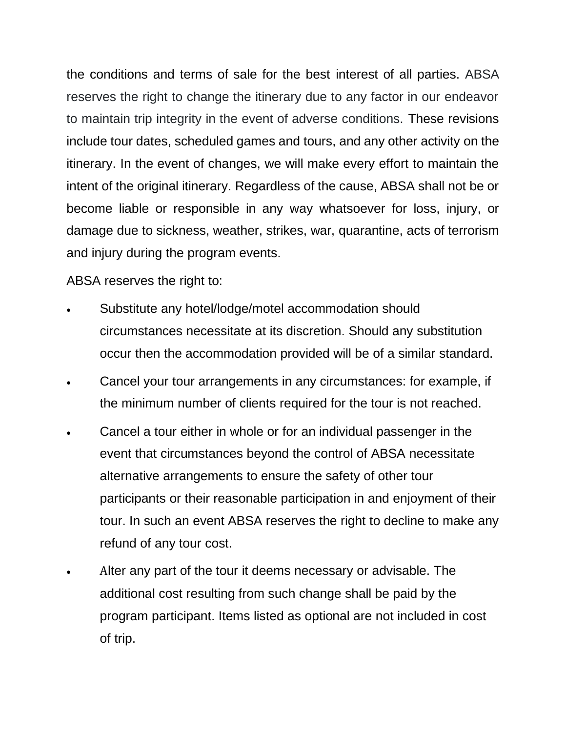the conditions and terms of sale for the best interest of all parties. ABSA reserves the right to change the itinerary due to any factor in our endeavor to maintain trip integrity in the event of adverse conditions. These revisions include tour dates, scheduled games and tours, and any other activity on the itinerary. In the event of changes, we will make every effort to maintain the intent of the original itinerary. Regardless of the cause, ABSA shall not be or become liable or responsible in any way whatsoever for loss, injury, or damage due to sickness, weather, strikes, war, quarantine, acts of terrorism and injury during the program events.

ABSA reserves the right to:

- Substitute any hotel/lodge/motel accommodation should circumstances necessitate at its discretion. Should any substitution occur then the accommodation provided will be of a similar standard.
- Cancel your tour arrangements in any circumstances: for example, if the minimum number of clients required for the tour is not reached.
- Cancel a tour either in whole or for an individual passenger in the event that circumstances beyond the control of ABSA necessitate alternative arrangements to ensure the safety of other tour participants or their reasonable participation in and enjoyment of their tour. In such an event ABSA reserves the right to decline to make any refund of any tour cost.
- Alter any part of the tour it deems necessary or advisable. The additional cost resulting from such change shall be paid by the program participant. Items listed as optional are not included in cost of trip.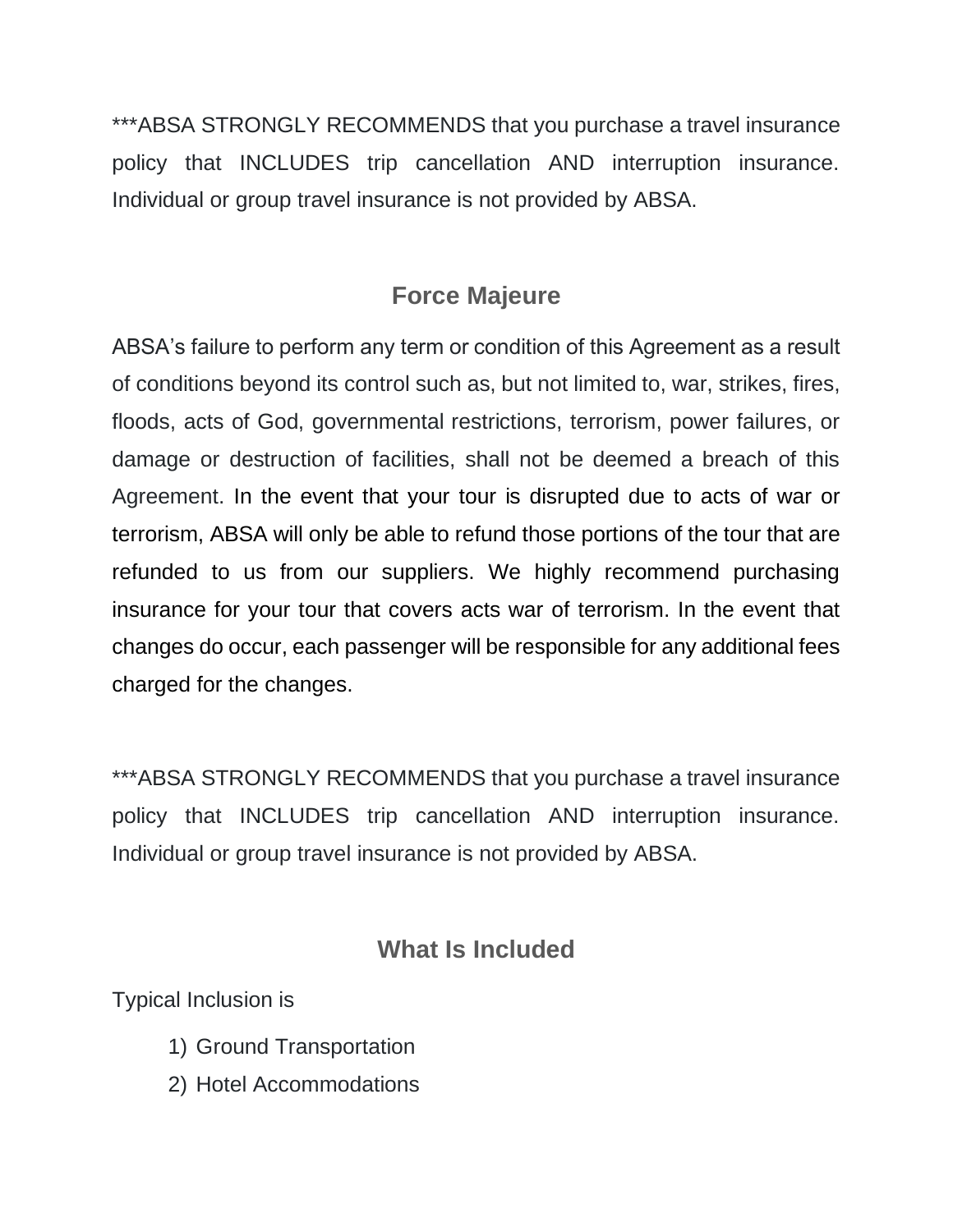***ABSA STRONGLY RECOMMENDS that you purchase a travel insurance policy that INCLUDES trip cancellation AND interruption insurance. Individual or group travel insurance is not provided by ABSA.

## Force Majeure

ABSA's failure to perform any term or condition of this Agreement as a result of conditions beyond its control such as, but not limited to, war, strikes, fires, floods, acts of God, governmental restrictions, terrorism, power failures, or damage or destruction of facilities, shall not be deemed a breach of this Agreement. In the event that your tour is disrupted due to acts of war or terrorism, ABSA will only be able to refund those portions of the tour that are refunded to us from our suppliers. We highly recommend purchasing insurance for your tour that covers acts war of terrorism. In the event that changes do occur, each passenger will be responsible for any additional fees charged for the changes.

***ABSA STRONGLY RECOMMENDS that you purchase a travel insurance policy that INCLUDES trip cancellation AND interruption insurance. Individual or group travel insurance is not provided by ABSA.

## What Is Included

Typical Inclusion is

1) Ground Transportation
2) Hotel Accommodations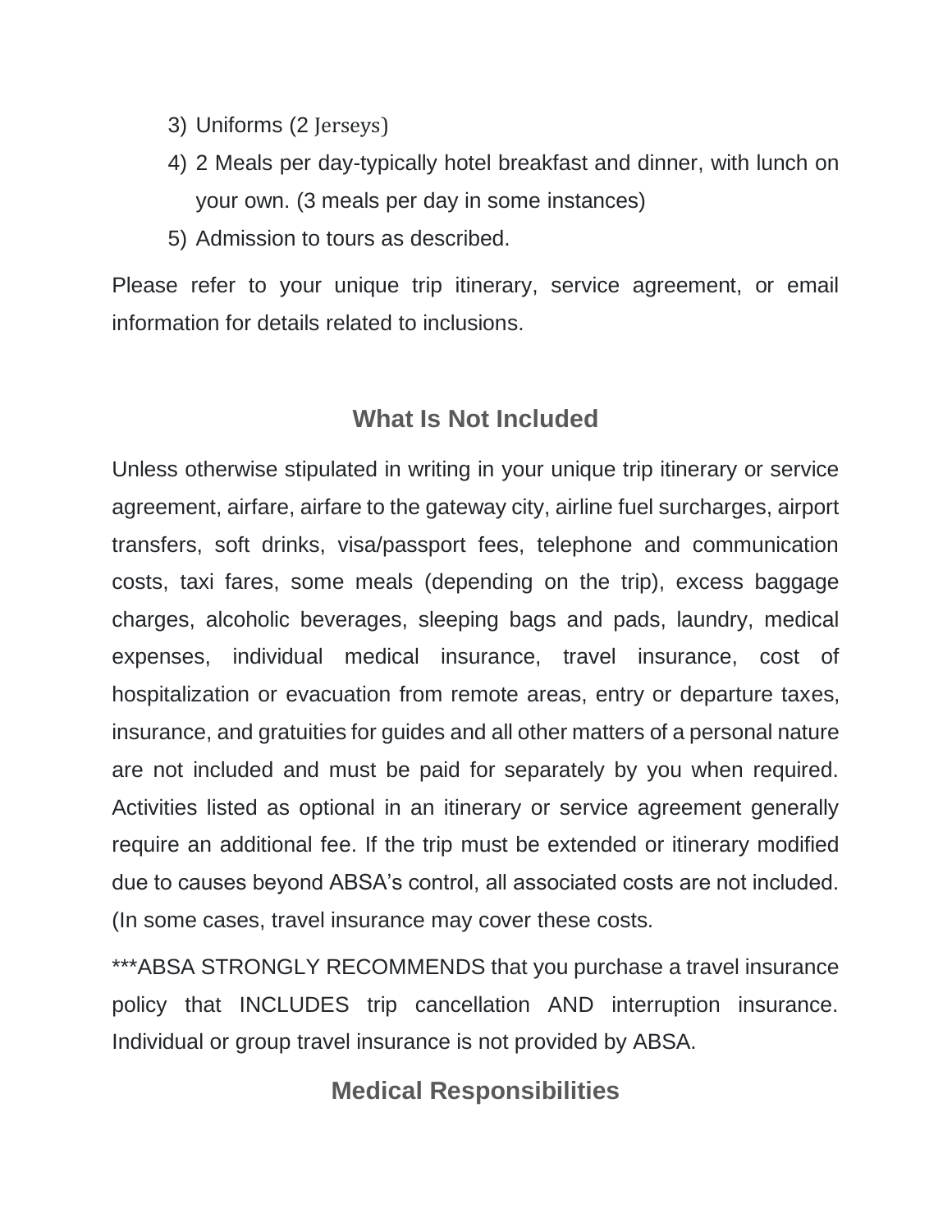3) Uniforms (2 Jerseys)
4) 2 Meals per day-typically hotel breakfast and dinner, with lunch on your own. (3 meals per day in some instances)
5) Admission to tours as described.

Please refer to your unique trip itinerary, service agreement, or email information for details related to inclusions.

## What Is Not Included

Unless otherwise stipulated in writing in your unique trip itinerary or service agreement, airfare, airfare to the gateway city, airline fuel surcharges, airport transfers, soft drinks, visa/passport fees, telephone and communication costs, taxi fares, some meals (depending on the trip), excess baggage charges, alcoholic beverages, sleeping bags and pads, laundry, medical expenses, individual medical insurance, travel insurance, cost of hospitalization or evacuation from remote areas, entry or departure taxes, insurance, and gratuities for guides and all other matters of a personal nature are not included and must be paid for separately by you when required. Activities listed as optional in an itinerary or service agreement generally require an additional fee. If the trip must be extended or itinerary modified due to causes beyond ABSA's control, all associated costs are not included. (In some cases, travel insurance may cover these costs.

***ABSA STRONGLY RECOMMENDS that you purchase a travel insurance policy that INCLUDES trip cancellation AND interruption insurance. Individual or group travel insurance is not provided by ABSA.

## Medical Responsibilities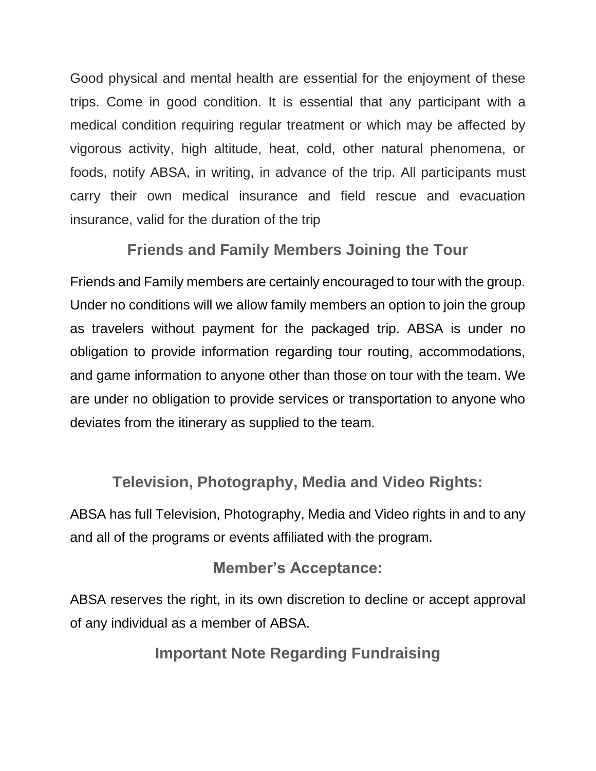Good physical and mental health are essential for the enjoyment of these trips. Come in good condition. It is essential that any participant with a medical condition requiring regular treatment or which may be affected by vigorous activity, high altitude, heat, cold, other natural phenomena, or foods, notify ABSA, in writing, in advance of the trip. All participants must carry their own medical insurance and field rescue and evacuation insurance, valid for the duration of the trip

## Friends and Family Members Joining the Tour

Friends and Family members are certainly encouraged to tour with the group. Under no conditions will we allow family members an option to join the group as travelers without payment for the packaged trip. ABSA is under no obligation to provide information regarding tour routing, accommodations, and game information to anyone other than those on tour with the team. We are under no obligation to provide services or transportation to anyone who deviates from the itinerary as supplied to the team.

## Television, Photography, Media and Video Rights:

ABSA has full Television, Photography, Media and Video rights in and to any and all of the programs or events affiliated with the program.

## Member's Acceptance:

ABSA reserves the right, in its own discretion to decline or accept approval of any individual as a member of ABSA.

## Important Note Regarding Fundraising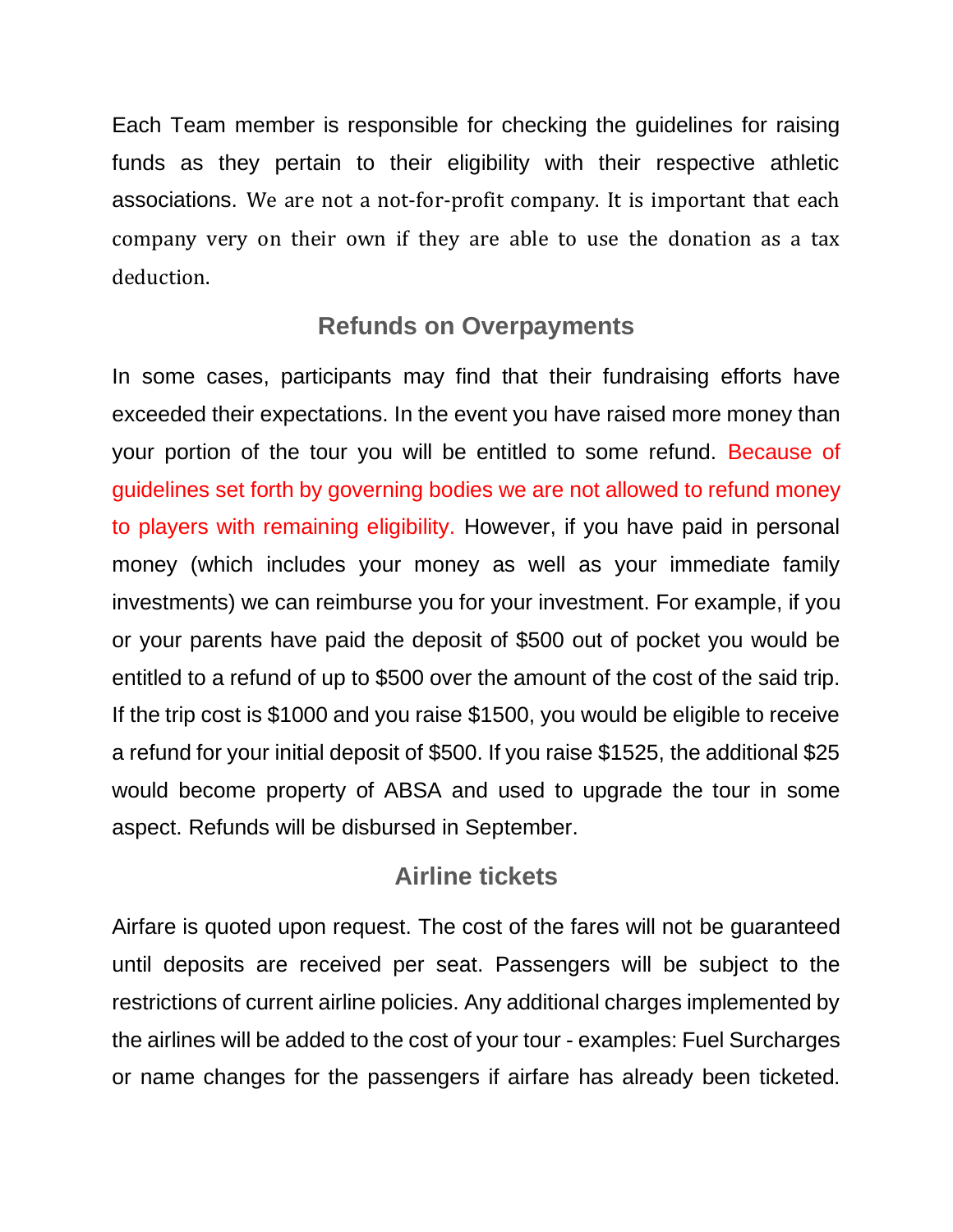Each Team member is responsible for checking the guidelines for raising funds as they pertain to their eligibility with their respective athletic associations. We are not a not-for-profit company. It is important that each company very on their own if they are able to use the donation as a tax deduction.

## Refunds on Overpayments

In some cases, participants may find that their fundraising efforts have exceeded their expectations. In the event you have raised more money than your portion of the tour you will be entitled to some refund. Because of guidelines set forth by governing bodies we are not allowed to refund money to players with remaining eligibility. However, if you have paid in personal money (which includes your money as well as your immediate family investments) we can reimburse you for your investment. For example, if you or your parents have paid the deposit of $500 out of pocket you would be entitled to a refund of up to $500 over the amount of the cost of the said trip. If the trip cost is $1000 and you raise $1500, you would be eligible to receive a refund for your initial deposit of $500. If you raise $1525, the additional $25 would become property of ABSA and used to upgrade the tour in some aspect. Refunds will be disbursed in September.

## Airline tickets

Airfare is quoted upon request. The cost of the fares will not be guaranteed until deposits are received per seat. Passengers will be subject to the restrictions of current airline policies. Any additional charges implemented by the airlines will be added to the cost of your tour - examples: Fuel Surcharges or name changes for the passengers if airfare has already been ticketed.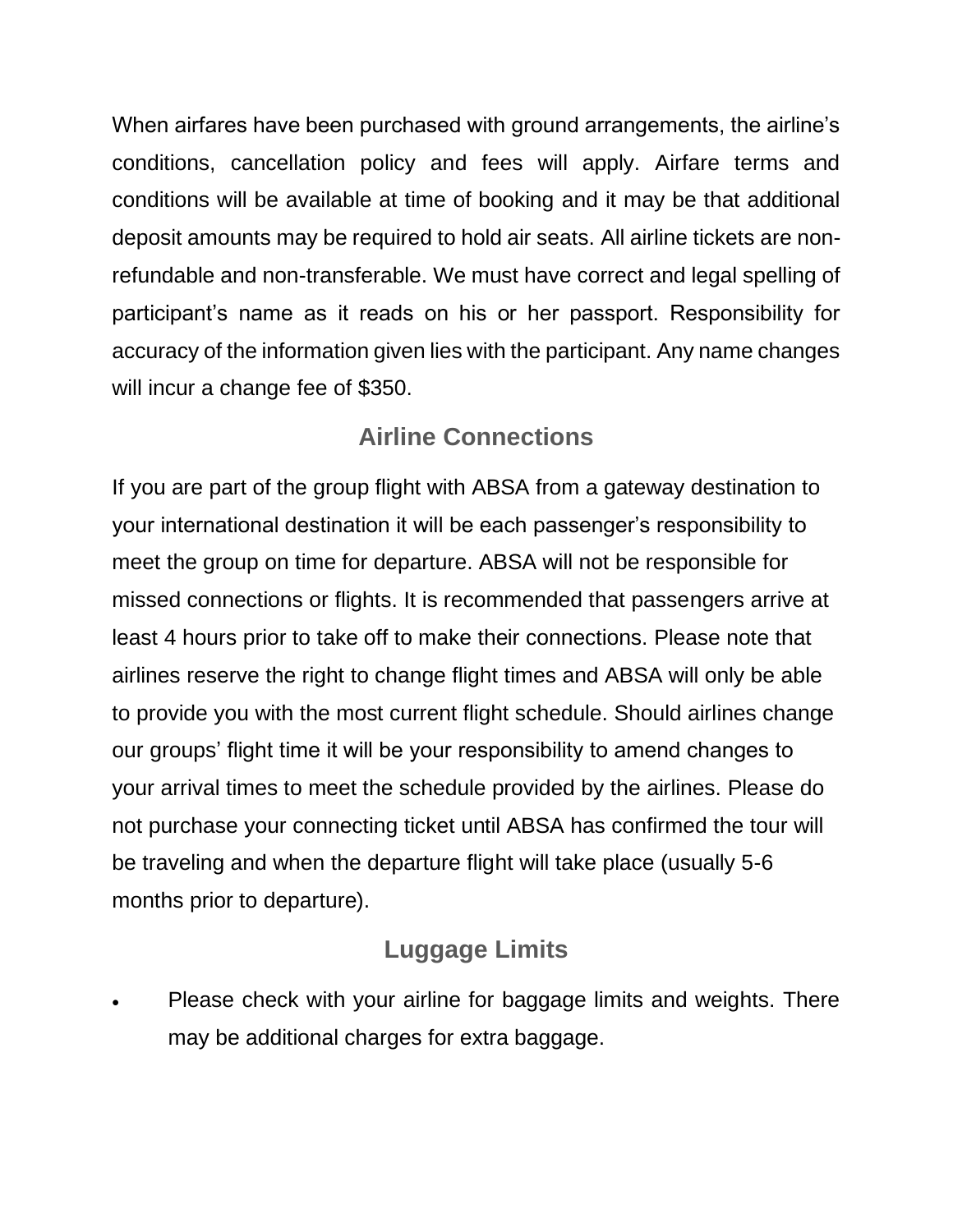When airfares have been purchased with ground arrangements, the airline's conditions, cancellation policy and fees will apply. Airfare terms and conditions will be available at time of booking and it may be that additional deposit amounts may be required to hold air seats. All airline tickets are non-refundable and non-transferable. We must have correct and legal spelling of participant's name as it reads on his or her passport. Responsibility for accuracy of the information given lies with the participant. Any name changes will incur a change fee of $350.

## Airline Connections

If you are part of the group flight with ABSA from a gateway destination to your international destination it will be each passenger's responsibility to meet the group on time for departure. ABSA will not be responsible for missed connections or flights. It is recommended that passengers arrive at least 4 hours prior to take off to make their connections. Please note that airlines reserve the right to change flight times and ABSA will only be able to provide you with the most current flight schedule. Should airlines change our groups' flight time it will be your responsibility to amend changes to your arrival times to meet the schedule provided by the airlines. Please do not purchase your connecting ticket until ABSA has confirmed the tour will be traveling and when the departure flight will take place (usually 5-6 months prior to departure).

## Luggage Limits

- Please check with your airline for baggage limits and weights. There may be additional charges for extra baggage.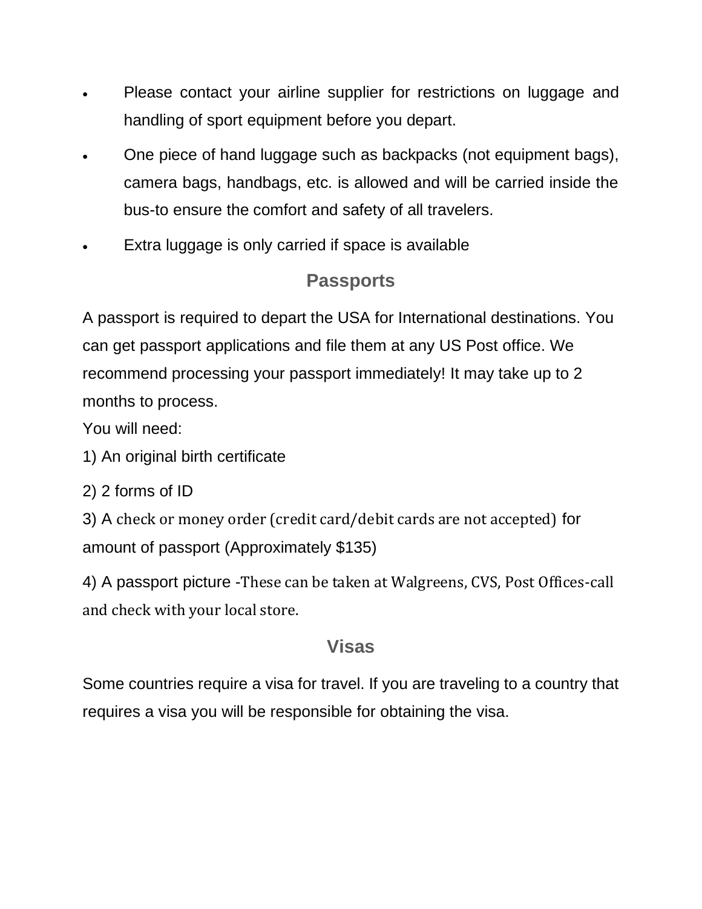- Please contact your airline supplier for restrictions on luggage and handling of sport equipment before you depart.
- One piece of hand luggage such as backpacks (not equipment bags), camera bags, handbags, etc. is allowed and will be carried inside the bus-to ensure the comfort and safety of all travelers.
- Extra luggage is only carried if space is available

## Passports

A passport is required to depart the USA for International destinations. You can get passport applications and file them at any US Post office. We recommend processing your passport immediately! It may take up to 2 months to process.
You will need:

1) An original birth certificate

2) 2 forms of ID

3) A check or money order (credit card/debit cards are not accepted) for amount of passport (Approximately $135)

4) A passport picture -These can be taken at Walgreens, CVS, Post Offices-call and check with your local store.

## Visas

Some countries require a visa for travel. If you are traveling to a country that requires a visa you will be responsible for obtaining the visa.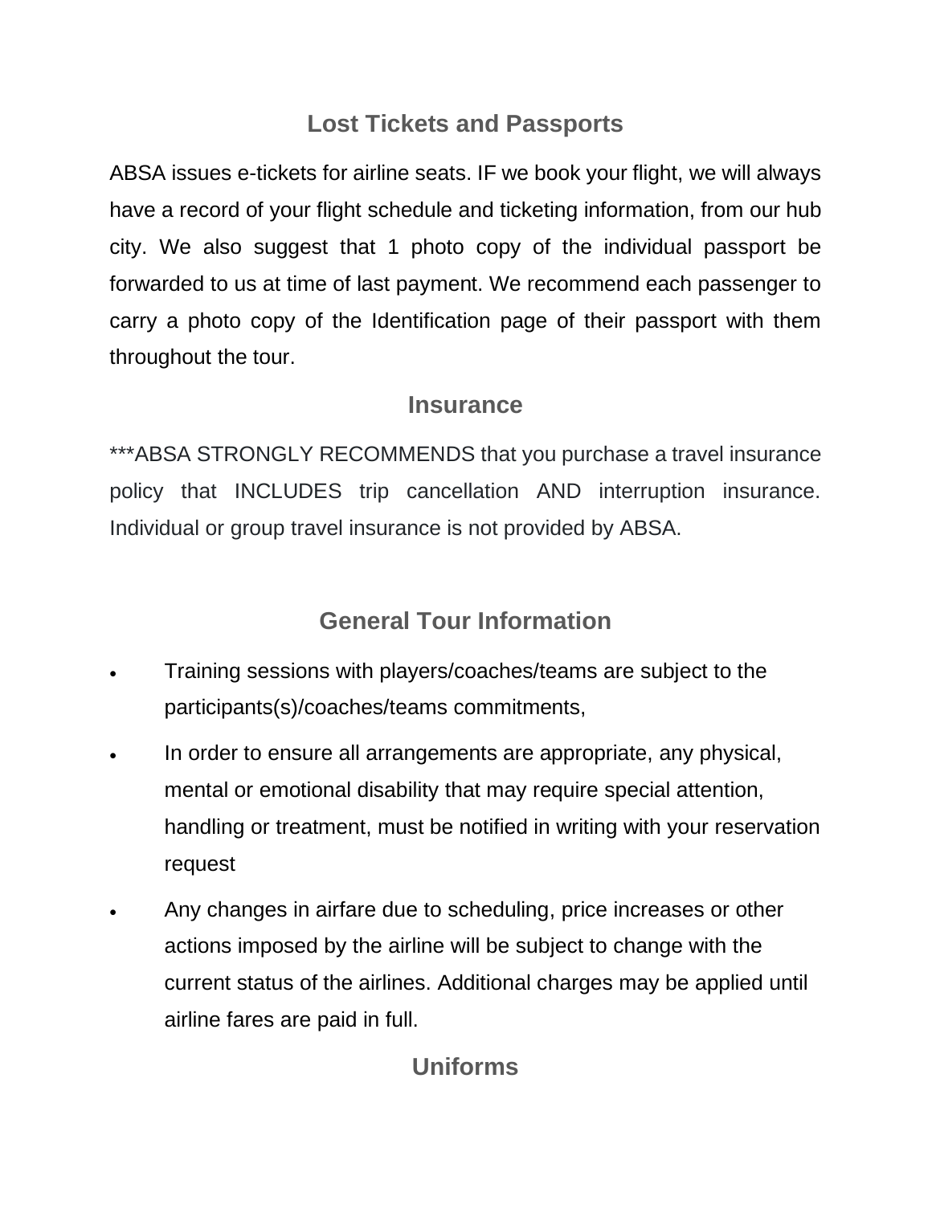## Lost Tickets and Passports

ABSA issues e-tickets for airline seats. IF we book your flight, we will always have a record of your flight schedule and ticketing information, from our hub city. We also suggest that 1 photo copy of the individual passport be forwarded to us at time of last payment. We recommend each passenger to carry a photo copy of the Identification page of their passport with them throughout the tour.

## Insurance

***ABSA STRONGLY RECOMMENDS that you purchase a travel insurance policy that INCLUDES trip cancellation AND interruption insurance. Individual or group travel insurance is not provided by ABSA.

## General Tour Information

- Training sessions with players/coaches/teams are subject to the participants(s)/coaches/teams commitments,
- In order to ensure all arrangements are appropriate, any physical, mental or emotional disability that may require special attention, handling or treatment, must be notified in writing with your reservation request
- Any changes in airfare due to scheduling, price increases or other actions imposed by the airline will be subject to change with the current status of the airlines. Additional charges may be applied until airline fares are paid in full.

## Uniforms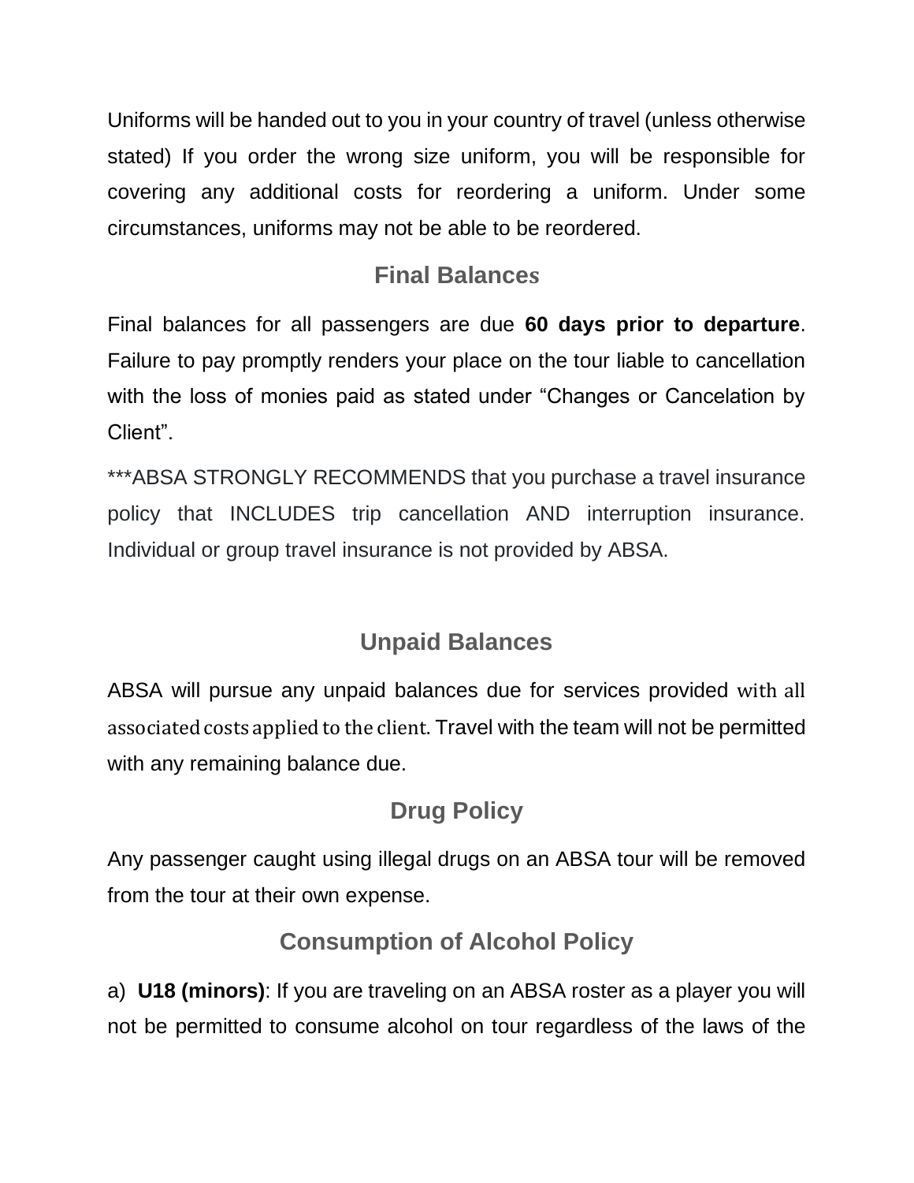Uniforms will be handed out to you in your country of travel (unless otherwise stated) If you order the wrong size uniform, you will be responsible for covering any additional costs for reordering a uniform. Under some circumstances, uniforms may not be able to be reordered.

## Final Balances

Final balances for all passengers are due **60 days prior to departure**. Failure to pay promptly renders your place on the tour liable to cancellation with the loss of monies paid as stated under "Changes or Cancelation by Client".

***ABSA STRONGLY RECOMMENDS that you purchase a travel insurance policy that INCLUDES trip cancellation AND interruption insurance. Individual or group travel insurance is not provided by ABSA.

## Unpaid Balances

ABSA will pursue any unpaid balances due for services provided with all associated costs applied to the client. Travel with the team will not be permitted with any remaining balance due.

## Drug Policy

Any passenger caught using illegal drugs on an ABSA tour will be removed from the tour at their own expense.

## Consumption of Alcohol Policy

a) **U18 (minors)**: If you are traveling on an ABSA roster as a player you will not be permitted to consume alcohol on tour regardless of the laws of the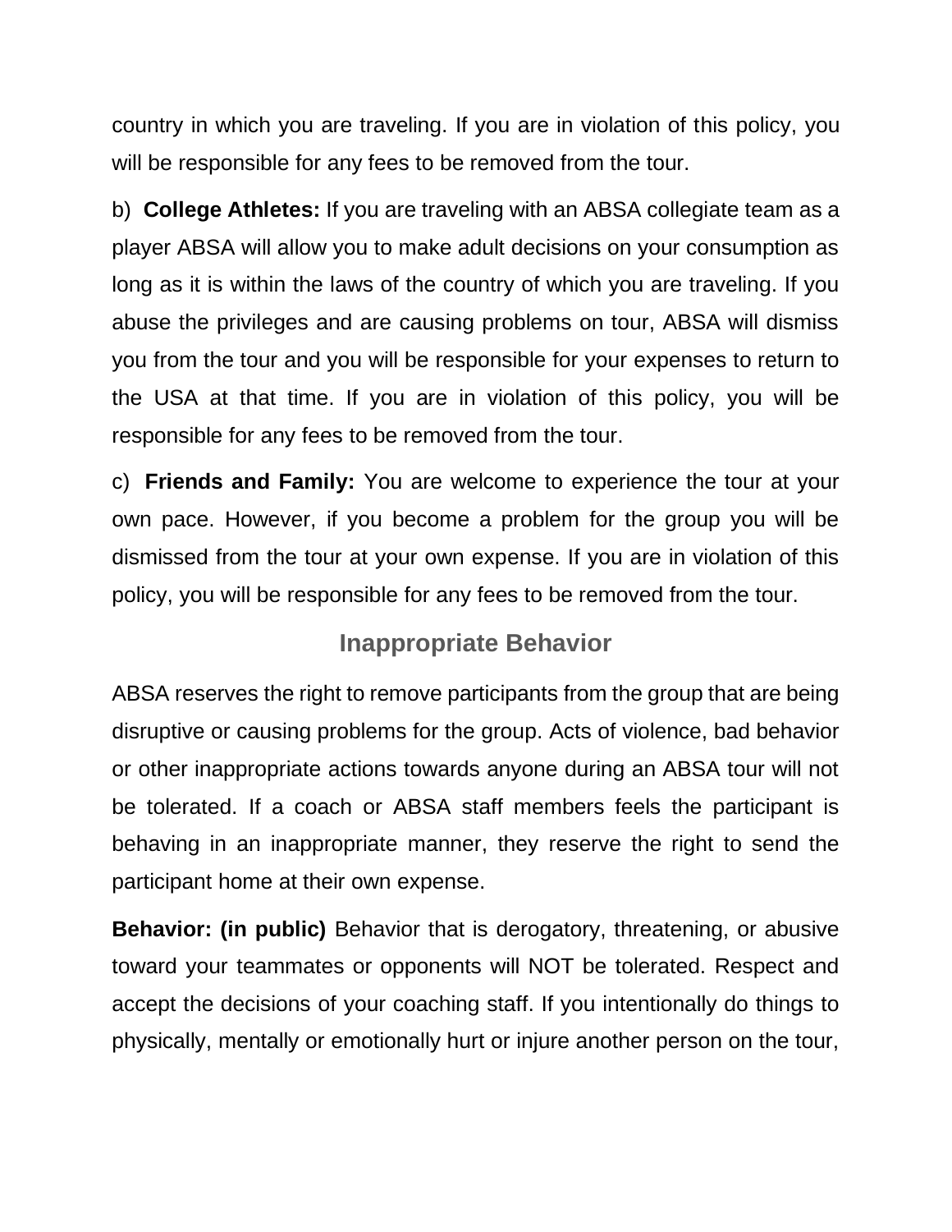country in which you are traveling. If you are in violation of this policy, you will be responsible for any fees to be removed from the tour.

b) **College Athletes:** If you are traveling with an ABSA collegiate team as a player ABSA will allow you to make adult decisions on your consumption as long as it is within the laws of the country of which you are traveling. If you abuse the privileges and are causing problems on tour, ABSA will dismiss you from the tour and you will be responsible for your expenses to return to the USA at that time. If you are in violation of this policy, you will be responsible for any fees to be removed from the tour.

c) **Friends and Family:** You are welcome to experience the tour at your own pace. However, if you become a problem for the group you will be dismissed from the tour at your own expense. If you are in violation of this policy, you will be responsible for any fees to be removed from the tour.

## Inappropriate Behavior

ABSA reserves the right to remove participants from the group that are being disruptive or causing problems for the group. Acts of violence, bad behavior or other inappropriate actions towards anyone during an ABSA tour will not be tolerated. If a coach or ABSA staff members feels the participant is behaving in an inappropriate manner, they reserve the right to send the participant home at their own expense.

**Behavior: (in public)** Behavior that is derogatory, threatening, or abusive toward your teammates or opponents will NOT be tolerated. Respect and accept the decisions of your coaching staff. If you intentionally do things to physically, mentally or emotionally hurt or injure another person on the tour,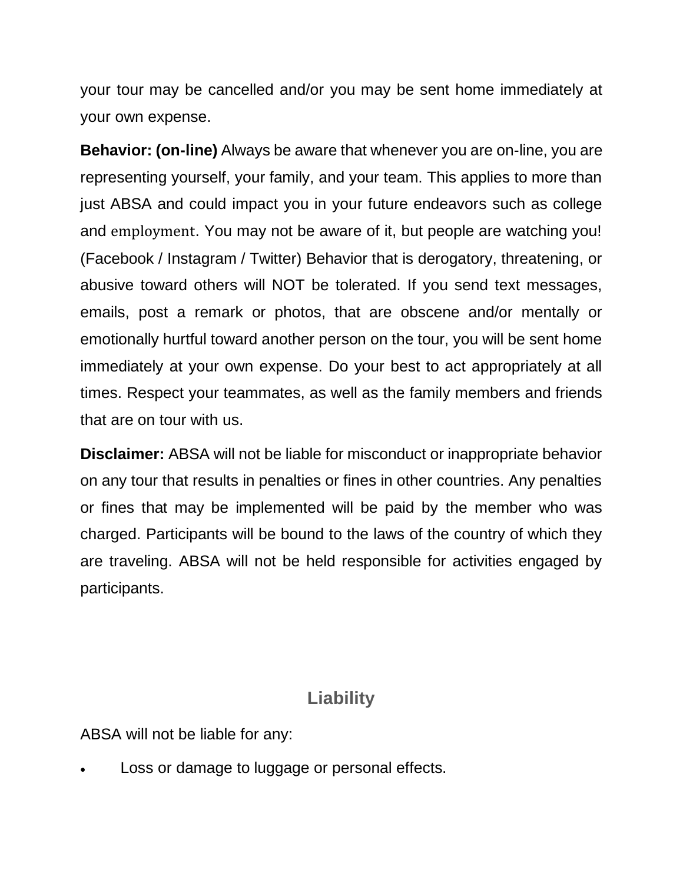your tour may be cancelled and/or you may be sent home immediately at your own expense.

**Behavior: (on-line)** Always be aware that whenever you are on-line, you are representing yourself, your family, and your team. This applies to more than just ABSA and could impact you in your future endeavors such as college and employment. You may not be aware of it, but people are watching you! (Facebook / Instagram / Twitter) Behavior that is derogatory, threatening, or abusive toward others will NOT be tolerated. If you send text messages, emails, post a remark or photos, that are obscene and/or mentally or emotionally hurtful toward another person on the tour, you will be sent home immediately at your own expense. Do your best to act appropriately at all times. Respect your teammates, as well as the family members and friends that are on tour with us.

**Disclaimer:** ABSA will not be liable for misconduct or inappropriate behavior on any tour that results in penalties or fines in other countries. Any penalties or fines that may be implemented will be paid by the member who was charged. Participants will be bound to the laws of the country of which they are traveling. ABSA will not be held responsible for activities engaged by participants.

## Liability

ABSA will not be liable for any:

- Loss or damage to luggage or personal effects.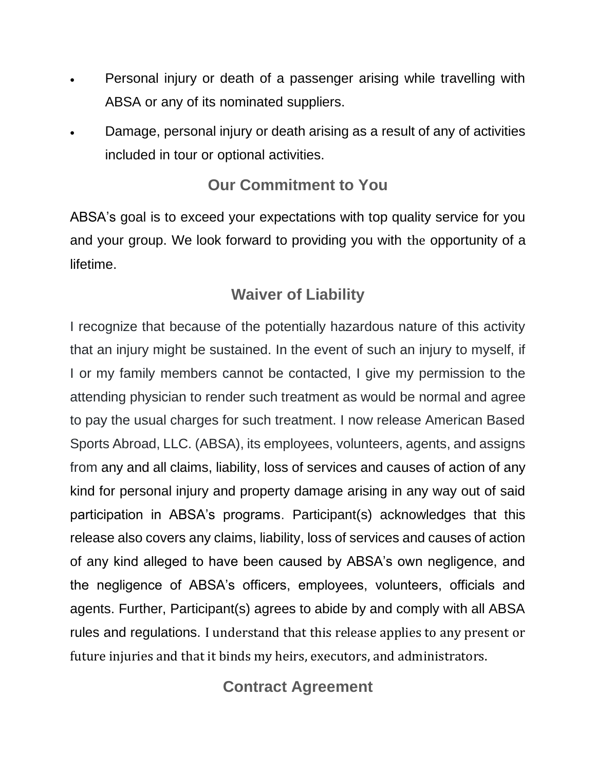- Personal injury or death of a passenger arising while travelling with ABSA or any of its nominated suppliers.
- Damage, personal injury or death arising as a result of any of activities included in tour or optional activities.

## Our Commitment to You

ABSA's goal is to exceed your expectations with top quality service for you and your group. We look forward to providing you with the opportunity of a lifetime.

## Waiver of Liability

I recognize that because of the potentially hazardous nature of this activity that an injury might be sustained. In the event of such an injury to myself, if I or my family members cannot be contacted, I give my permission to the attending physician to render such treatment as would be normal and agree to pay the usual charges for such treatment. I now release American Based Sports Abroad, LLC. (ABSA), its employees, volunteers, agents, and assigns from any and all claims, liability, loss of services and causes of action of any kind for personal injury and property damage arising in any way out of said participation in ABSA's programs. Participant(s) acknowledges that this release also covers any claims, liability, loss of services and causes of action of any kind alleged to have been caused by ABSA's own negligence, and the negligence of ABSA's officers, employees, volunteers, officials and agents. Further, Participant(s) agrees to abide by and comply with all ABSA rules and regulations. I understand that this release applies to any present or future injuries and that it binds my heirs, executors, and administrators.

## Contract Agreement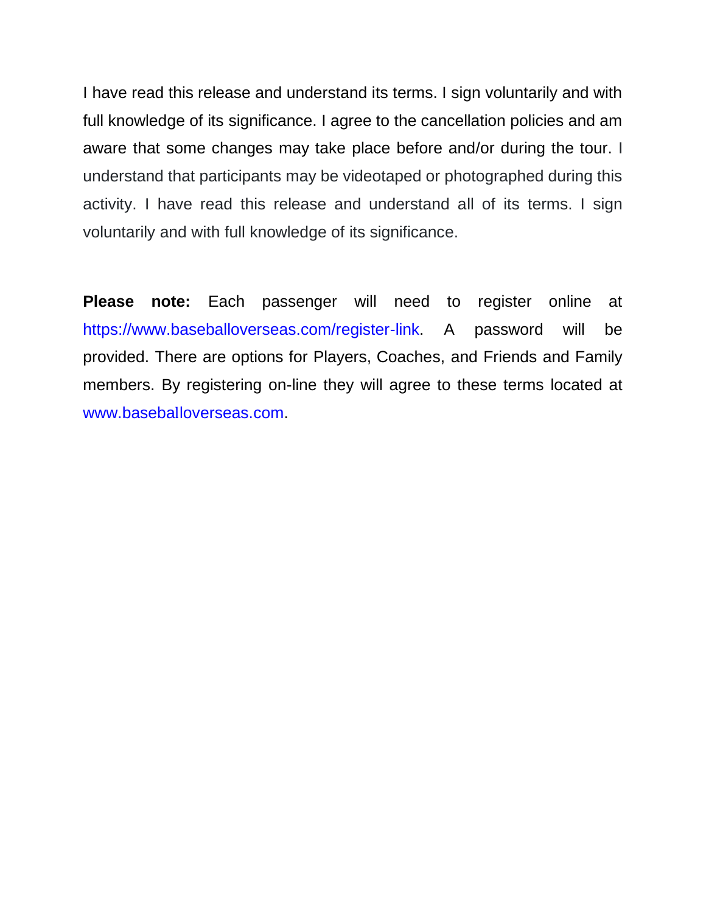I have read this release and understand its terms. I sign voluntarily and with full knowledge of its significance. I agree to the cancellation policies and am aware that some changes may take place before and/or during the tour. I understand that participants may be videotaped or photographed during this activity. I have read this release and understand all of its terms. I sign voluntarily and with full knowledge of its significance.

**Please note:** Each passenger will need to register online at https://www.baseballoverseas.com/register-link. A password will be provided. There are options for Players, Coaches, and Friends and Family members. By registering on-line they will agree to these terms located at www.baseballoverseas.com.